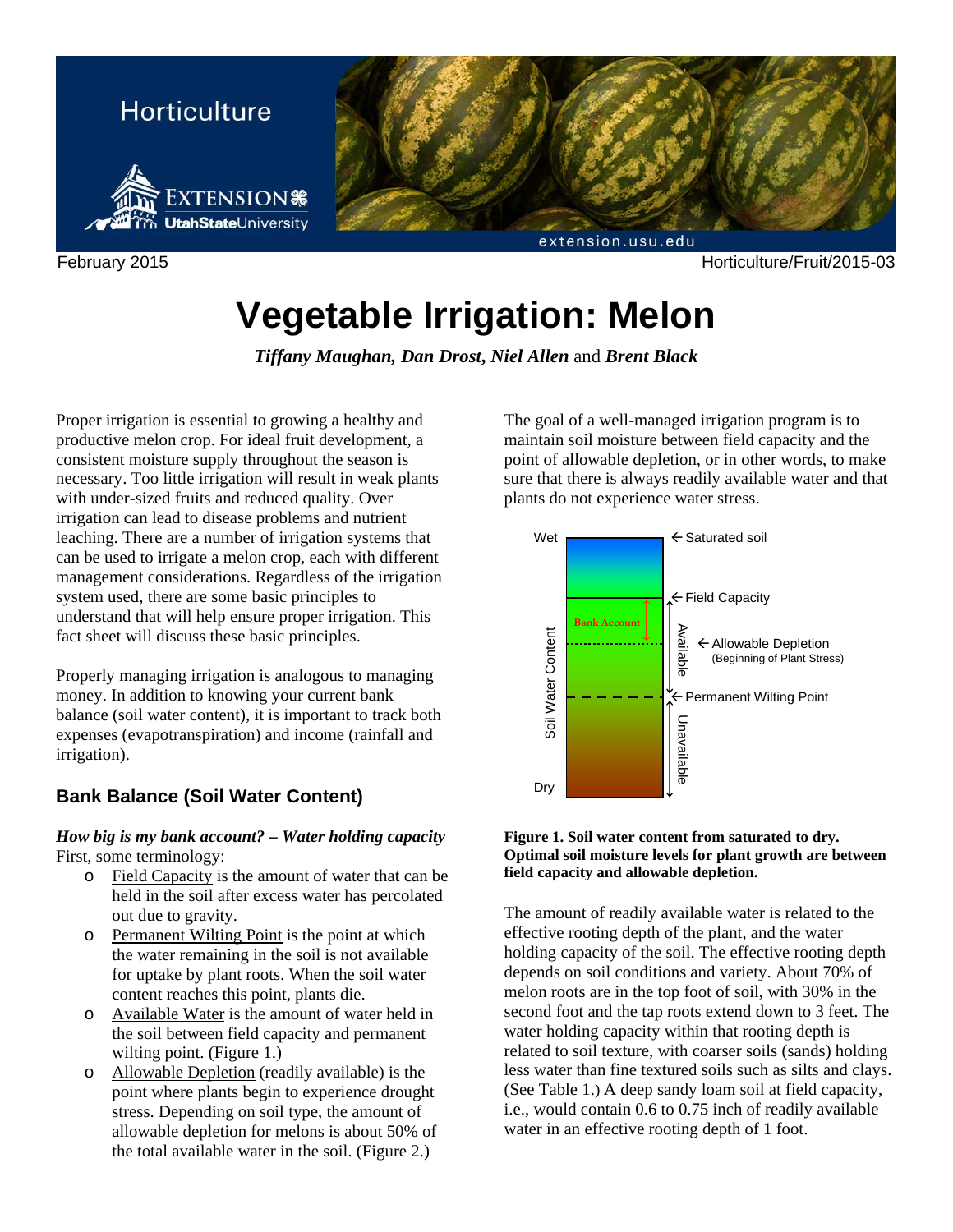Horticulture

February 2015 Horticulture/Fruit/2015-03

# Vegetable Irrigation: Melon

***Tiffany Maughan, Dan Drost, Niel Allen*** and ***Brent Black***

Proper irrigation is essential to growing a healthy and productive melon crop. For ideal fruit development, a consistent moisture supply throughout the season is necessary. Too little irrigation will result in weak plants with under-sized fruits and reduced quality. Over irrigation can lead to disease problems and nutrient leaching. There are a number of irrigation systems that can be used to irrigate a melon crop, each with different management considerations. Regardless of the irrigation system used, there are some basic principles to understand that will help ensure proper irrigation. This fact sheet will discuss these basic principles.

Properly managing irrigation is analogous to managing money. In addition to knowing your current bank balance (soil water content), it is important to track both expenses (evapotranspiration) and income (rainfall and irrigation).

## Bank Balance (Soil Water Content)

***How big is my bank account? – Water holding capacity***
First, some terminology:

- Field Capacity is the amount of water that can be held in the soil after excess water has percolated out due to gravity.
- Permanent Wilting Point is the point at which the water remaining in the soil is not available for uptake by plant roots. When the soil water content reaches this point, plants die.
- Available Water is the amount of water held in the soil between field capacity and permanent wilting point. (Figure 1.)
- Allowable Depletion (readily available) is the point where plants begin to experience drought stress. Depending on soil type, the amount of allowable depletion for melons is about 50% of the total available water in the soil. (Figure 2.)

The goal of a well-managed irrigation program is to maintain soil moisture between field capacity and the point of allowable depletion, or in other words, to make sure that there is always readily available water and that plants do not experience water stress.

Wet — ← Saturated soil
← Field Capacity
Bank Account — Available — ← Allowable Depletion (Beginning of Plant Stress)
← Permanent Wilting Point
Unavailable
Dry
Soil Water Content

**Figure 1. Soil water content from saturated to dry. Optimal soil moisture levels for plant growth are between field capacity and allowable depletion.**

The amount of readily available water is related to the effective rooting depth of the plant, and the water holding capacity of the soil. The effective rooting depth depends on soil conditions and variety. About 70% of melon roots are in the top foot of soil, with 30% in the second foot and the tap roots extend down to 3 feet. The water holding capacity within that rooting depth is related to soil texture, with coarser soils (sands) holding less water than fine textured soils such as silts and clays. (See Table 1.) A deep sandy loam soil at field capacity, i.e., would contain 0.6 to 0.75 inch of readily available water in an effective rooting depth of 1 foot.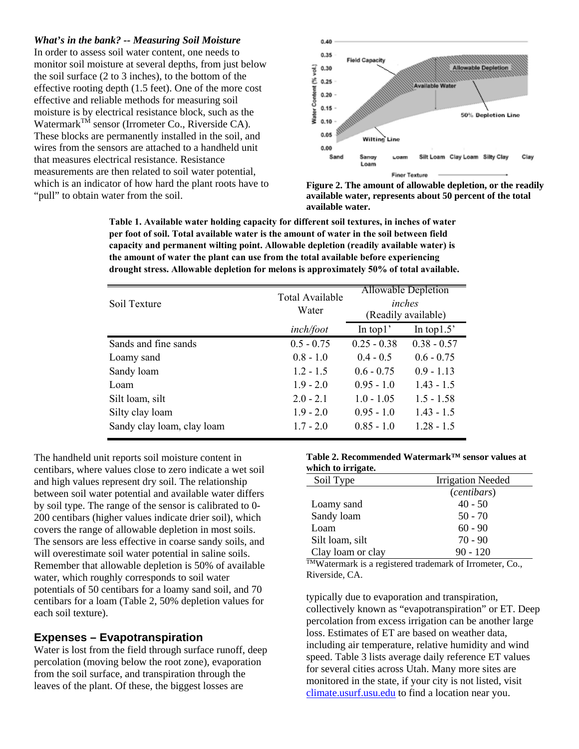***What's in the bank? -- Measuring Soil Moisture***

In order to assess soil water content, one needs to monitor soil moisture at several depths, from just below the soil surface (2 to 3 inches), to the bottom of the effective rooting depth (1.5 feet). One of the more cost effective and reliable methods for measuring soil moisture is by electrical resistance block, such as the Watermark™ sensor (Irrometer Co., Riverside CA). These blocks are permanently installed in the soil, and wires from the sensors are attached to a handheld unit that measures electrical resistance. Resistance measurements are then related to soil water potential, which is an indicator of how hard the plant roots have to "pull" to obtain water from the soil.

**Figure 2. The amount of allowable depletion, or the readily available water, represents about 50 percent of the total available water.**

**Table 1. Available water holding capacity for different soil textures, in inches of water per foot of soil. Total available water is the amount of water in the soil between field capacity and permanent wilting point. Allowable depletion (readily available water) is the amount of water the plant can use from the total available before experiencing drought stress. Allowable depletion for melons is approximately 50% of total available.**

| Soil Texture | Total Available Water | Allowable Depletion *inches* (Readily available) | |
|---|---|---|---|
| | *inch/foot* | In top1' | In top1.5' |
| Sands and fine sands | 0.5 - 0.75 | 0.25 - 0.38 | 0.38 - 0.57 |
| Loamy sand | 0.8 - 1.0 | 0.4 - 0.5 | 0.6 - 0.75 |
| Sandy loam | 1.2 - 1.5 | 0.6 - 0.75 | 0.9 - 1.13 |
| Loam | 1.9 - 2.0 | 0.95 - 1.0 | 1.43 - 1.5 |
| Silt loam, silt | 2.0 - 2.1 | 1.0 - 1.05 | 1.5 - 1.58 |
| Silty clay loam | 1.9 - 2.0 | 0.95 - 1.0 | 1.43 - 1.5 |
| Sandy clay loam, clay loam | 1.7 - 2.0 | 0.85 - 1.0 | 1.28 - 1.5 |

The handheld unit reports soil moisture content in centibars, where values close to zero indicate a wet soil and high values represent dry soil. The relationship between soil water potential and available water differs by soil type. The range of the sensor is calibrated to 0-200 centibars (higher values indicate drier soil), which covers the range of allowable depletion in most soils. The sensors are less effective in coarse sandy soils, and will overestimate soil water potential in saline soils. Remember that allowable depletion is 50% of available water, which roughly corresponds to soil water potentials of 50 centibars for a loamy sand soil, and 70 centibars for a loam (Table 2, 50% depletion values for each soil texture).

**Table 2. Recommended Watermark™ sensor values at which to irrigate.**

| Soil Type | Irrigation Needed |
|---|---|
| | (*centibars*) |
| Loamy sand | 40 - 50 |
| Sandy loam | 50 - 70 |
| Loam | 60 - 90 |
| Silt loam, silt | 70 - 90 |
| Clay loam or clay | 90 - 120 |

™Watermark is a registered trademark of Irrometer, Co., Riverside, CA.

## Expenses – Evapotranspiration

Water is lost from the field through surface runoff, deep percolation (moving below the root zone), evaporation from the soil surface, and transpiration through the leaves of the plant. Of these, the biggest losses are typically due to evaporation and transpiration, collectively known as "evapotranspiration" or ET. Deep percolation from excess irrigation can be another large loss. Estimates of ET are based on weather data, including air temperature, relative humidity and wind speed. Table 3 lists average daily reference ET values for several cities across Utah. Many more sites are monitored in the state, if your city is not listed, visit [climate.usurf.usu.edu](climate.usurf.usu.edu) to find a location near you.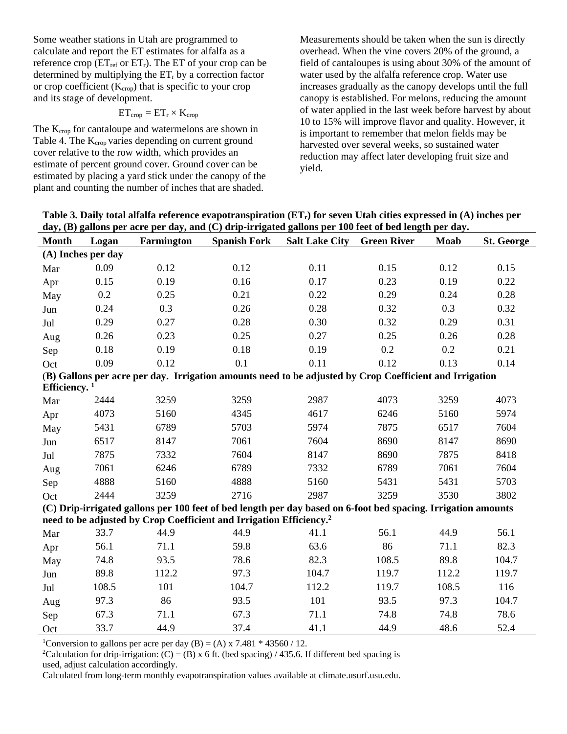Some weather stations in Utah are programmed to calculate and report the ET estimates for alfalfa as a reference crop ($ET_{ref}$ or $ET_r$). The ET of your crop can be determined by multiplying the $ET_r$ by a correction factor or crop coefficient ($K_{crop}$) that is specific to your crop and its stage of development.

$$ET_{crop} = ET_r \times K_{crop}$$

The $K_{crop}$ for cantaloupe and watermelons are shown in Table 4. The $K_{crop}$ varies depending on current ground cover relative to the row width, which provides an estimate of percent ground cover. Ground cover can be estimated by placing a yard stick under the canopy of the plant and counting the number of inches that are shaded. Measurements should be taken when the sun is directly overhead. When the vine covers 20% of the ground, a field of cantaloupes is using about 30% of the amount of water used by the alfalfa reference crop. Water use increases gradually as the canopy develops until the full canopy is established. For melons, reducing the amount of water applied in the last week before harvest by about 10 to 15% will improve flavor and quality. However, it is important to remember that melon fields may be harvested over several weeks, so sustained water reduction may affect later developing fruit size and yield.

**Table 3. Daily total alfalfa reference evapotranspiration ($ET_r$) for seven Utah cities expressed in (A) inches per day, (B) gallons per acre per day, and (C) drip-irrigated gallons per 100 feet of bed length per day.**

| Month | Logan | Farmington | Spanish Fork | Salt Lake City | Green River | Moab | St. George |
|---|---|---|---|---|---|---|---|
| **(A) Inches per day** | | | | | | | |
| Mar | 0.09 | 0.12 | 0.12 | 0.11 | 0.15 | 0.12 | 0.15 |
| Apr | 0.15 | 0.19 | 0.16 | 0.17 | 0.23 | 0.19 | 0.22 |
| May | 0.2 | 0.25 | 0.21 | 0.22 | 0.29 | 0.24 | 0.28 |
| Jun | 0.24 | 0.3 | 0.26 | 0.28 | 0.32 | 0.3 | 0.32 |
| Jul | 0.29 | 0.27 | 0.28 | 0.30 | 0.32 | 0.29 | 0.31 |
| Aug | 0.26 | 0.23 | 0.25 | 0.27 | 0.25 | 0.26 | 0.28 |
| Sep | 0.18 | 0.19 | 0.18 | 0.19 | 0.2 | 0.2 | 0.21 |
| Oct | 0.09 | 0.12 | 0.1 | 0.11 | 0.12 | 0.13 | 0.14 |
| **(B) Gallons per acre per day. Irrigation amounts need to be adjusted by Crop Coefficient and Irrigation Efficiency.** [1] | | | | | | | |
| Mar | 2444 | 3259 | 3259 | 2987 | 4073 | 3259 | 4073 |
| Apr | 4073 | 5160 | 4345 | 4617 | 6246 | 5160 | 5974 |
| May | 5431 | 6789 | 5703 | 5974 | 7875 | 6517 | 7604 |
| Jun | 6517 | 8147 | 7061 | 7604 | 8690 | 8147 | 8690 |
| Jul | 7875 | 7332 | 7604 | 8147 | 8690 | 7875 | 8418 |
| Aug | 7061 | 6246 | 6789 | 7332 | 6789 | 7061 | 7604 |
| Sep | 4888 | 5160 | 4888 | 5160 | 5431 | 5431 | 5703 |
| Oct | 2444 | 3259 | 2716 | 2987 | 3259 | 3530 | 3802 |
| **(C) Drip-irrigated gallons per 100 feet of bed length per day based on 6-foot bed spacing. Irrigation amounts need to be adjusted by Crop Coefficient and Irrigation Efficiency.**[2] | | | | | | | |
| Mar | 33.7 | 44.9 | 44.9 | 41.1 | 56.1 | 44.9 | 56.1 |
| Apr | 56.1 | 71.1 | 59.8 | 63.6 | 86 | 71.1 | 82.3 |
| May | 74.8 | 93.5 | 78.6 | 82.3 | 108.5 | 89.8 | 104.7 |
| Jun | 89.8 | 112.2 | 97.3 | 104.7 | 119.7 | 112.2 | 119.7 |
| Jul | 108.5 | 101 | 104.7 | 112.2 | 119.7 | 108.5 | 116 |
| Aug | 97.3 | 86 | 93.5 | 101 | 93.5 | 97.3 | 104.7 |
| Sep | 67.3 | 71.1 | 67.3 | 71.1 | 74.8 | 74.8 | 78.6 |
| Oct | 33.7 | 44.9 | 37.4 | 41.1 | 44.9 | 48.6 | 52.4 |

[1]Conversion to gallons per acre per day (B) = (A) x 7.481 * 43560 / 12.

[2]Calculation for drip-irrigation: (C) = (B) x 6 ft. (bed spacing) / 435.6. If different bed spacing is used, adjust calculation accordingly.

Calculated from long-term monthly evapotranspiration values available at climate.usurf.usu.edu.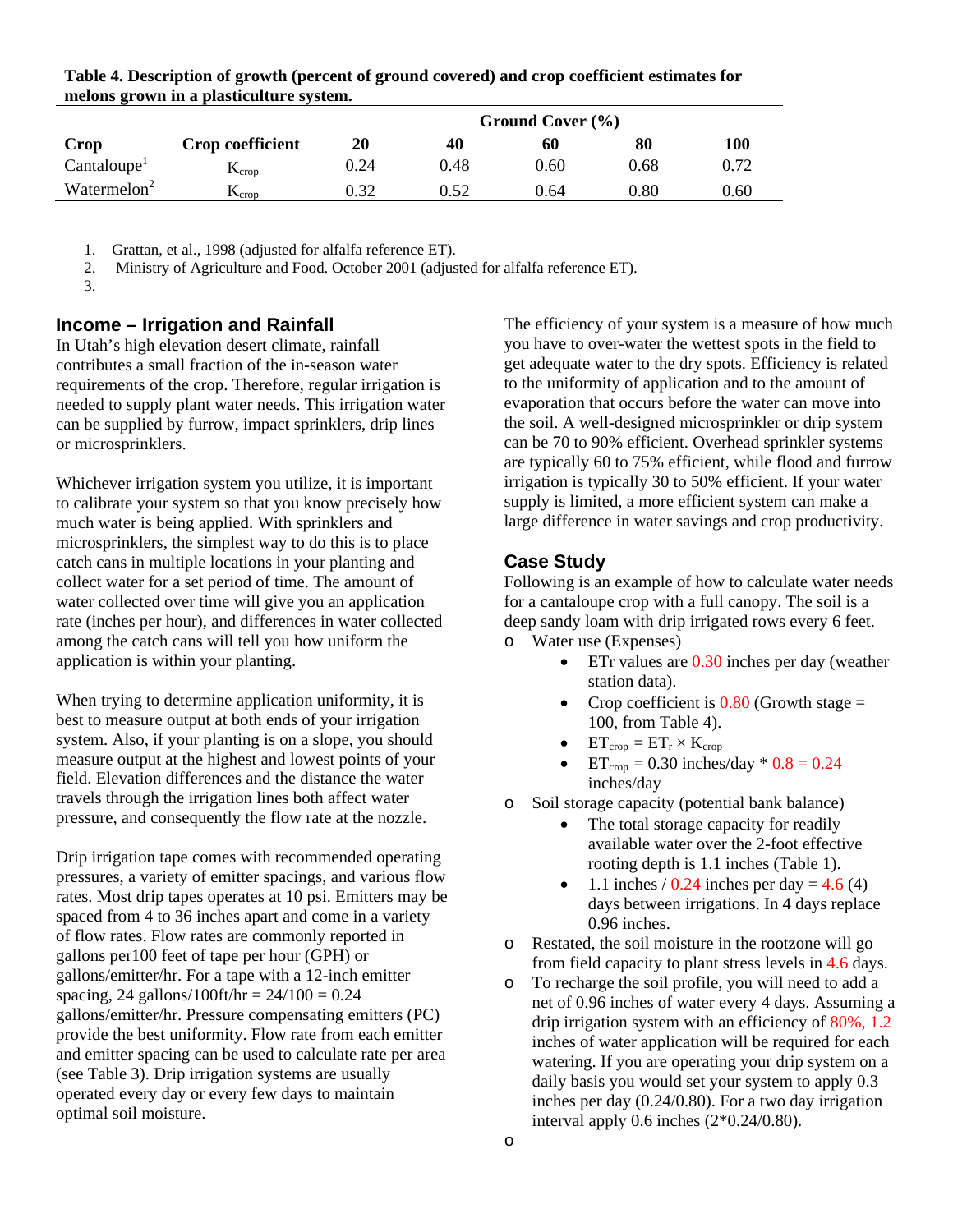**Table 4. Description of growth (percent of ground covered) and crop coefficient estimates for melons grown in a plasticulture system.**

| | | Ground Cover (%) | | | | |
|---|---|---|---|---|---|---|
| Crop | Crop coefficient | 20 | 40 | 60 | 80 | 100 |
| Cantaloupe[1] | $K_{crop}$ | 0.24 | 0.48 | 0.60 | 0.68 | 0.72 |
| Watermelon[2] | $K_{crop}$ | 0.32 | 0.52 | 0.64 | 0.80 | 0.60 |

1. Grattan, et al., 1998 (adjusted for alfalfa reference ET).
2. Ministry of Agriculture and Food. October 2001 (adjusted for alfalfa reference ET).
3.

## Income – Irrigation and Rainfall

In Utah's high elevation desert climate, rainfall contributes a small fraction of the in-season water requirements of the crop. Therefore, regular irrigation is needed to supply plant water needs. This irrigation water can be supplied by furrow, impact sprinklers, drip lines or microsprinklers.

Whichever irrigation system you utilize, it is important to calibrate your system so that you know precisely how much water is being applied. With sprinklers and microsprinklers, the simplest way to do this is to place catch cans in multiple locations in your planting and collect water for a set period of time. The amount of water collected over time will give you an application rate (inches per hour), and differences in water collected among the catch cans will tell you how uniform the application is within your planting.

When trying to determine application uniformity, it is best to measure output at both ends of your irrigation system. Also, if your planting is on a slope, you should measure output at the highest and lowest points of your field. Elevation differences and the distance the water travels through the irrigation lines both affect water pressure, and consequently the flow rate at the nozzle.

Drip irrigation tape comes with recommended operating pressures, a variety of emitter spacings, and various flow rates. Most drip tapes operates at 10 psi. Emitters may be spaced from 4 to 36 inches apart and come in a variety of flow rates. Flow rates are commonly reported in gallons per100 feet of tape per hour (GPH) or gallons/emitter/hr. For a tape with a 12-inch emitter spacing, 24 gallons/100ft/hr = 24/100 = 0.24 gallons/emitter/hr. Pressure compensating emitters (PC) provide the best uniformity. Flow rate from each emitter and emitter spacing can be used to calculate rate per area (see Table 3). Drip irrigation systems are usually operated every day or every few days to maintain optimal soil moisture.

The efficiency of your system is a measure of how much you have to over-water the wettest spots in the field to get adequate water to the dry spots. Efficiency is related to the uniformity of application and to the amount of evaporation that occurs before the water can move into the soil. A well-designed microsprinkler or drip system can be 70 to 90% efficient. Overhead sprinkler systems are typically 60 to 75% efficient, while flood and furrow irrigation is typically 30 to 50% efficient. If your water supply is limited, a more efficient system can make a large difference in water savings and crop productivity.

## Case Study

Following is an example of how to calculate water needs for a cantaloupe crop with a full canopy. The soil is a deep sandy loam with drip irrigated rows every 6 feet.

- Water use (Expenses)
  - ETr values are 0.30 inches per day (weather station data).
  - Crop coefficient is 0.80 (Growth stage = 100, from Table 4).
  - $ET_{crop} = ET_r \times K_{crop}$
  - $ET_{crop}$ = 0.30 inches/day * 0.8 = 0.24 inches/day
- Soil storage capacity (potential bank balance)
  - The total storage capacity for readily available water over the 2-foot effective rooting depth is 1.1 inches (Table 1).
  - 1.1 inches / 0.24 inches per day = 4.6 (4) days between irrigations. In 4 days replace 0.96 inches.
- Restated, the soil moisture in the rootzone will go from field capacity to plant stress levels in 4.6 days.
- To recharge the soil profile, you will need to add a net of 0.96 inches of water every 4 days. Assuming a drip irrigation system with an efficiency of 80%, 1.2 inches of water application will be required for each watering. If you are operating your drip system on a daily basis you would set your system to apply 0.3 inches per day (0.24/0.80). For a two day irrigation interval apply 0.6 inches (2*0.24/0.80).
-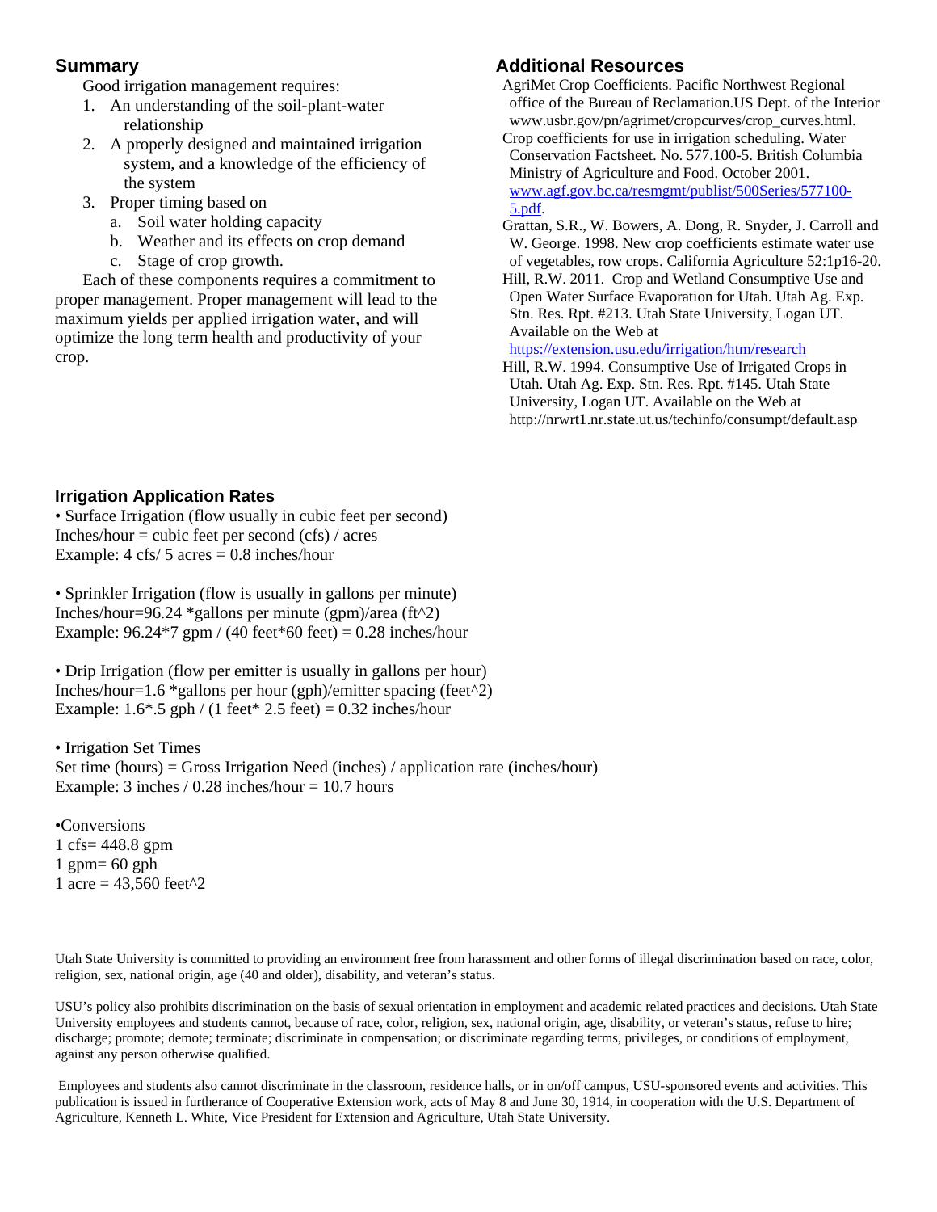## Summary

Good irrigation management requires:

1. An understanding of the soil-plant-water relationship
2. A properly designed and maintained irrigation system, and a knowledge of the efficiency of the system
3. Proper timing based on
   a. Soil water holding capacity
   b. Weather and its effects on crop demand
   c. Stage of crop growth.

Each of these components requires a commitment to proper management. Proper management will lead to the maximum yields per applied irrigation water, and will optimize the long term health and productivity of your crop.

## Additional Resources

AgriMet Crop Coefficients. Pacific Northwest Regional office of the Bureau of Reclamation.US Dept. of the Interior www.usbr.gov/pn/agrimet/cropcurves/crop_curves.html.

Crop coefficients for use in irrigation scheduling. Water Conservation Factsheet. No. 577.100-5. British Columbia Ministry of Agriculture and Food. October 2001. www.agf.gov.bc.ca/resmgmt/publist/500Series/577100-5.pdf.

Grattan, S.R., W. Bowers, A. Dong, R. Snyder, J. Carroll and W. George. 1998. New crop coefficients estimate water use of vegetables, row crops. California Agriculture 52:1p16-20.

Hill, R.W. 2011. Crop and Wetland Consumptive Use and Open Water Surface Evaporation for Utah. Utah Ag. Exp. Stn. Res. Rpt. #213. Utah State University, Logan UT. Available on the Web at https://extension.usu.edu/irrigation/htm/research

Hill, R.W. 1994. Consumptive Use of Irrigated Crops in Utah. Utah Ag. Exp. Stn. Res. Rpt. #145. Utah State University, Logan UT. Available on the Web at http://nrwrt1.nr.state.ut.us/techinfo/consumpt/default.asp

## Irrigation Application Rates

• Surface Irrigation (flow usually in cubic feet per second)
Inches/hour = cubic feet per second (cfs) / acres
Example: 4 cfs/ 5 acres = 0.8 inches/hour

• Sprinkler Irrigation (flow is usually in gallons per minute)
Inches/hour=96.24 *gallons per minute (gpm)/area (ft^2)
Example: 96.24*7 gpm / (40 feet*60 feet) = 0.28 inches/hour

• Drip Irrigation (flow per emitter is usually in gallons per hour)
Inches/hour=1.6 *gallons per hour (gph)/emitter spacing (feet^2)
Example: 1.6*.5 gph / (1 feet* 2.5 feet) = 0.32 inches/hour

• Irrigation Set Times
Set time (hours) = Gross Irrigation Need (inches) / application rate (inches/hour)
Example: 3 inches / 0.28 inches/hour = 10.7 hours

•Conversions
1 cfs= 448.8 gpm
1 gpm= 60 gph
1 acre = 43,560 feet^2

Utah State University is committed to providing an environment free from harassment and other forms of illegal discrimination based on race, color, religion, sex, national origin, age (40 and older), disability, and veteran's status.

USU's policy also prohibits discrimination on the basis of sexual orientation in employment and academic related practices and decisions. Utah State University employees and students cannot, because of race, color, religion, sex, national origin, age, disability, or veteran's status, refuse to hire; discharge; promote; demote; terminate; discriminate in compensation; or discriminate regarding terms, privileges, or conditions of employment, against any person otherwise qualified.

Employees and students also cannot discriminate in the classroom, residence halls, or in on/off campus, USU-sponsored events and activities. This publication is issued in furtherance of Cooperative Extension work, acts of May 8 and June 30, 1914, in cooperation with the U.S. Department of Agriculture, Kenneth L. White, Vice President for Extension and Agriculture, Utah State University.